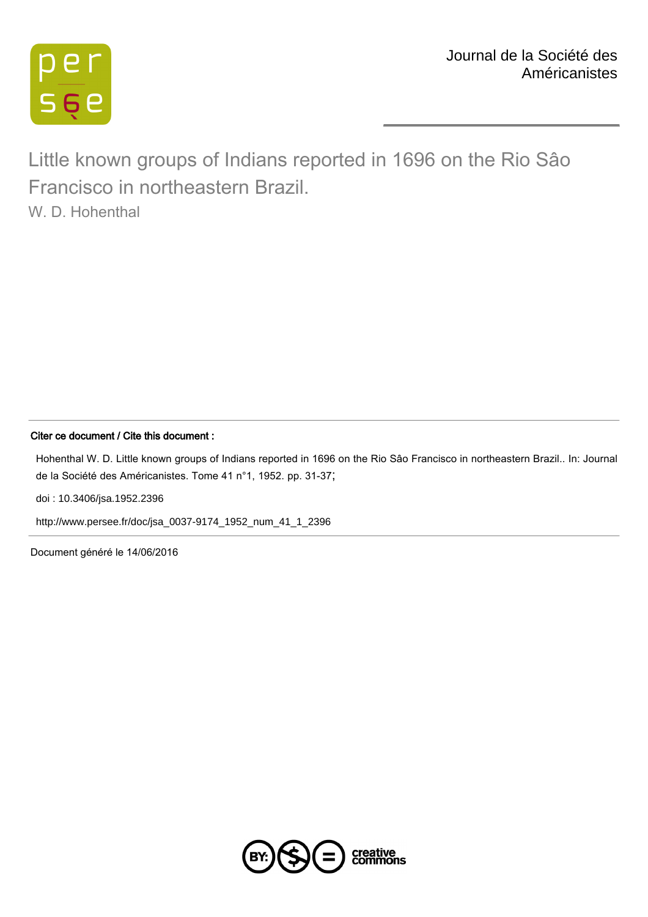Journal de la Société des Américanistes

# Little known groups of Indians reported in 1696 on the Rio Sâo Francisco in northeastern Brazil.

W. D. Hohenthal

**Citer ce document / Cite this document :**

Hohenthal W. D. Little known groups of Indians reported in 1696 on the Rio Sâo Francisco in northeastern Brazil.. In: Journal de la Société des Américanistes. Tome 41 n°1, 1952. pp. 31-37;

doi : 10.3406/jsa.1952.2396

http://www.persee.fr/doc/jsa_0037-9174_1952_num_41_1_2396

Document généré le 14/06/2016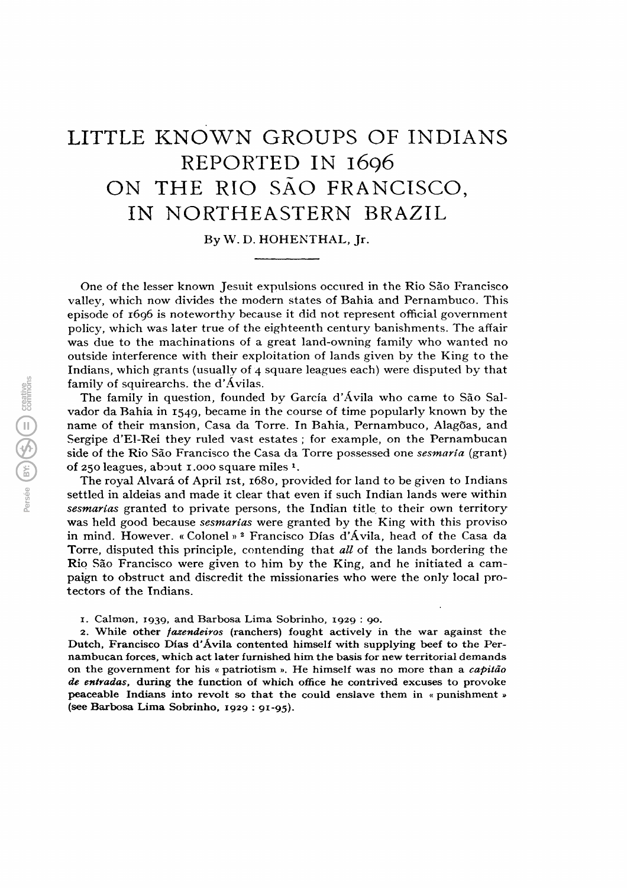# LITTLE KNOWN GROUPS OF INDIANS REPORTED IN 1696 ON THE RIO SÃO FRANCISCO, IN NORTHEASTERN BRAZIL

By W. D. HOHENTHAL, Jr.

One of the lesser known Jesuit expulsions occured in the Rio São Francisco valley, which now divides the modern states of Bahia and Pernambuco. This episode of 1696 is noteworthy because it did not represent official government policy, which was later true of the eighteenth century banishments. The affair was due to the machinations of a great land-owning family who wanted no outside interference with their exploitation of lands given by the King to the Indians, which grants (usually of 4 square leagues each) were disputed by that family of squirearchs. the d'Ávilas.

The family in question, founded by García d'Ávila who came to São Salvador da Bahia in 1549, became in the course of time popularly known by the name of their mansion, Casa da Torre. In Bahia, Pernambuco, Alagôas, and Sergipe d'El-Rei they ruled vast estates ; for example, on the Pernambucan side of the Rio São Francisco the Casa da Torre possessed one *sesmaria* (grant) of 250 leagues, about 1.000 square miles [1].

The royal Alvará of April 1st, 1680, provided for land to be given to Indians settled in aldeias and made it clear that even if such Indian lands were within *sesmarias* granted to private persons, the Indian title to their own territory was held good because *sesmarias* were granted by the King with this proviso in mind. However. « Colonel » [2] Francisco Días d'Ávila, head of the Casa da Torre, disputed this principle, contending that *all* of the lands bordering the Rio São Francisco were given to him by the King, and he initiated a campaign to obstruct and discredit the missionaries who were the only local protectors of the Indians.

1. Calmon, 1939, and Barbosa Lima Sobrinho, 1929 : 90.

2. While other *fazendeiros* (ranchers) fought actively in the war against the Dutch, Francisco Días d'Ávila contented himself with supplying beef to the Pernambucan forces, which act later furnished him the basis for new territorial demands on the government for his « patriotism ». He himself was no more than a *capitão de entradas*, during the function of which office he contrived excuses to provoke peaceable Indians into revolt so that the could enslave them in « punishment » (see Barbosa Lima Sobrinho, 1929 : 91-95).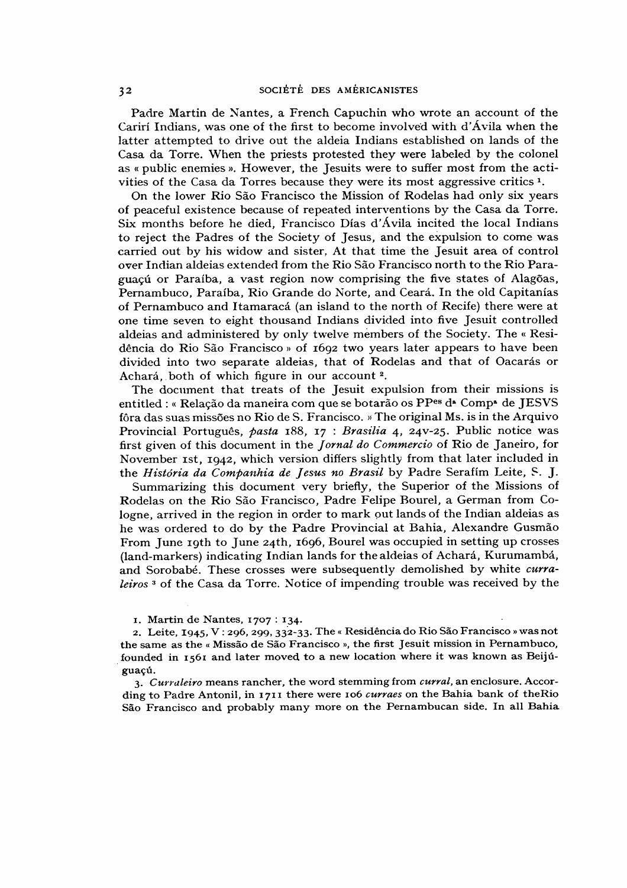Padre Martin de Nantes, a French Capuchin who wrote an account of the Carirí Indians, was one of the first to become involved with d'Ávila when the latter attempted to drive out the aldeia Indians established on lands of the Casa da Torre. When the priests protested they were labeled by the colonel as « public enemies ». However, the Jesuits were to suffer most from the activities of the Casa da Torres because they were its most aggressive critics [1].

On the lower Rio São Francisco the Mission of Rodelas had only six years of peaceful existence because of repeated interventions by the Casa da Torre. Six months before he died, Francisco Días d'Ávila incited the local Indians to reject the Padres of the Society of Jesus, and the expulsion to come was carried out by his widow and sister. At that time the Jesuit area of control over Indian aldeias extended from the Rio São Francisco north to the Rio Paraguaçú or Paraíba, a vast region now comprising the five states of Alagõas, Pernambuco, Paraíba, Rio Grande do Norte, and Ceará. In the old Capitanías of Pernambuco and Itamaracá (an island to the north of Recife) there were at one time seven to eight thousand Indians divided into five Jesuit controlled aldeias and administered by only twelve members of the Society. The « Residência do Rio São Francisco » of 1692 two years later appears to have been divided into two separate aldeias, that of Rodelas and that of Oacarás or Achará, both of which figure in our account [2].

The document that treats of the Jesuit expulsion from their missions is entitled : « Relação da maneira com que se botarão os PP[es] d[a] Comp[a] de JESVS fôra das suas missões no Rio de S. Francisco. » The original Ms. is in the Arquivo Provincial Português, *pasta* 188, 17 : *Brasilia* 4, 24v-25. Public notice was first given of this document in the *Jornal do Commercio* of Rio de Janeiro, for November 1st, 1942, which version differs slightly from that later included in the *História da Companhia de Jesus no Brasil* by Padre Serafím Leite, S. J.

Summarizing this document very briefly, the Superior of the Missions of Rodelas on the Rio São Francisco, Padre Felipe Bourel, a German from Cologne, arrived in the region in order to mark out lands of the Indian aldeias as he was ordered to do by the Padre Provincial at Bahia, Alexandre Gusmão From June 19th to June 24th, 1696, Bourel was occupied in setting up crosses (land-markers) indicating Indian lands for the aldeias of Achará, Kurumambá, and Sorobabé. These crosses were subsequently demolished by white *curraleiros* [3] of the Casa da Torre. Notice of impending trouble was received by the

1. Martin de Nantes, 1707 : 134.

2. Leite, 1945, V : 296, 299, 332-33. The « Residência do Rio São Francisco » was not the same as the « Missão de São Francisco », the first Jesuit mission in Pernambuco, founded in 1561 and later moved to a new location where it was known as Beijúguaçú.

3. *Curraleiro* means rancher, the word stemming from *curral*, an enclosure. According to Padre Antonil, in 1711 there were 106 *curraes* on the Bahia bank of theRio São Francisco and probably many more on the Pernambucan side. In all Bahia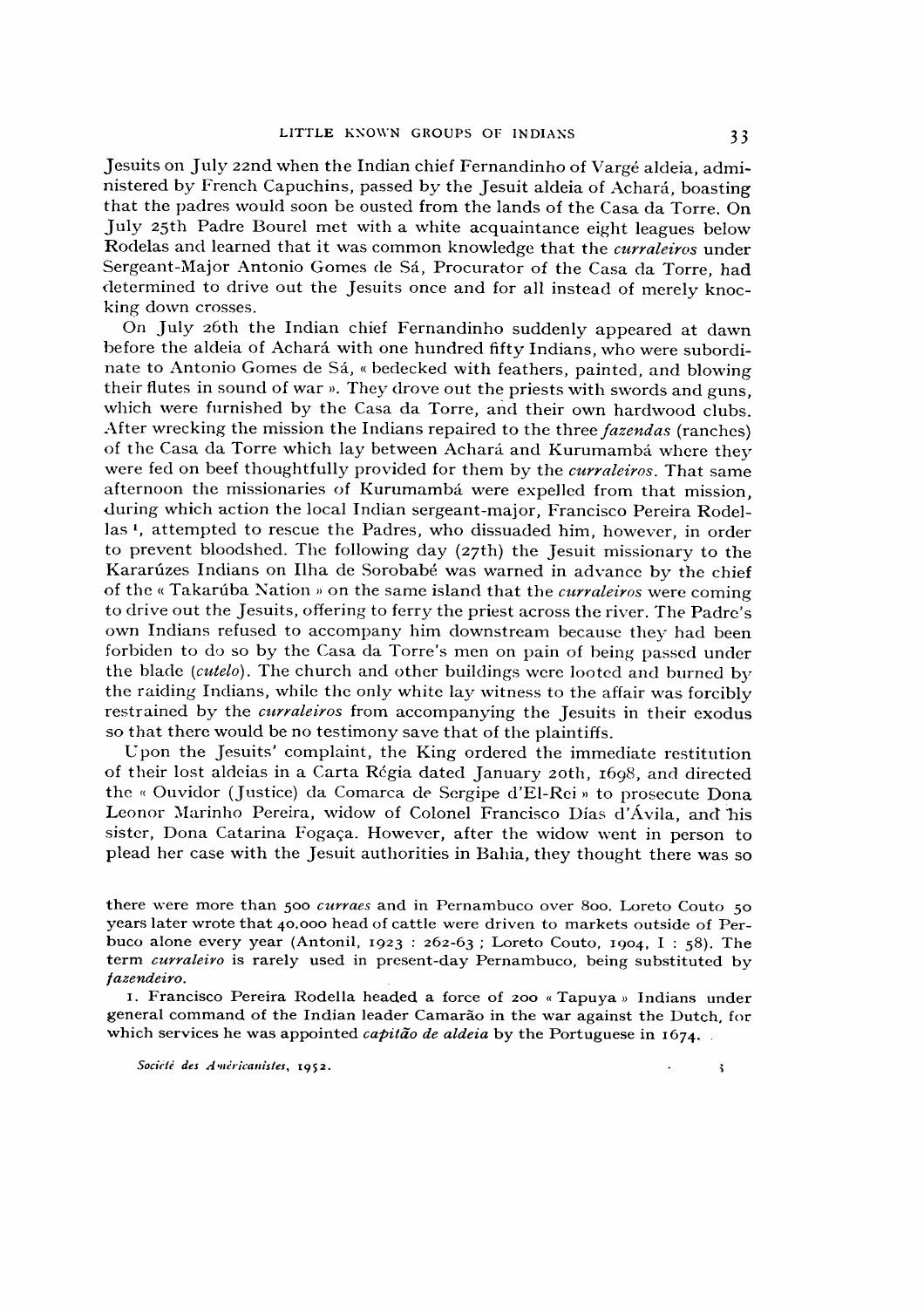Jesuits on July 22nd when the Indian chief Fernandinho of Vargé aldeia, administered by French Capuchins, passed by the Jesuit aldeia of Achará, boasting that the padres would soon be ousted from the lands of the Casa da Torre. On July 25th Padre Bourel met with a white acquaintance eight leagues below Rodelas and learned that it was common knowledge that the *curraleiros* under Sergeant-Major Antonio Gomes de Sá, Procurator of the Casa da Torre, had determined to drive out the Jesuits once and for all instead of merely knocking down crosses.

On July 26th the Indian chief Fernandinho suddenly appeared at dawn before the aldeia of Achará with one hundred fifty Indians, who were subordinate to Antonio Gomes de Sá, « bedecked with feathers, painted, and blowing their flutes in sound of war ». They drove out the priests with swords and guns, which were furnished by the Casa da Torre, and their own hardwood clubs. After wrecking the mission the Indians repaired to the three *fazendas* (ranches) of the Casa da Torre which lay between Achará and Kurumambá where they were fed on beef thoughtfully provided for them by the *curraleiros*. That same afternoon the missionaries of Kurumambá were expelled from that mission, during which action the local Indian sergeant-major, Francisco Pereira Rodellas [1], attempted to rescue the Padres, who dissuaded him, however, in order to prevent bloodshed. The following day (27th) the Jesuit missionary to the Kararúzes Indians on Ilha de Sorobabé was warned in advance by the chief of the « Takarúba Nation » on the same island that the *curraleiros* were coming to drive out the Jesuits, offering to ferry the priest across the river. The Padre's own Indians refused to accompany him downstream because they had been forbiden to do so by the Casa da Torre's men on pain of being passed under the blade (*cutelo*). The church and other buildings were looted and burned by the raiding Indians, while the only white lay witness to the affair was forcibly restrained by the *curraleiros* from accompanying the Jesuits in their exodus so that there would be no testimony save that of the plaintiffs.

Upon the Jesuits' complaint, the King ordered the immediate restitution of their lost aldeias in a Carta Régia dated January 20th, 1698, and directed the « Ouvidor (Justice) da Comarca de Sergipe d'El-Rei » to prosecute Dona Leonor Marinho Pereira, widow of Colonel Francisco Días d'Ávila, and his sister, Dona Catarina Fogaça. However, after the widow went in person to plead her case with the Jesuit authorities in Bahia, they thought there was so

there were more than 500 *curraes* and in Pernambuco over 800. Loreto Couto 50 years later wrote that 40.000 head of cattle were driven to markets outside of Perbuco alone every year (Antonil, 1923 : 262-63 ; Loreto Couto, 1904, I : 58). The term *curraleiro* is rarely used in present-day Pernambuco, being substituted by *fazendeiro*.

1. Francisco Pereira Rodella headed a force of 200 « Tapuya » Indians under general command of the Indian leader Camarão in the war against the Dutch, for which services he was appointed *capitão de aldeia* by the Portuguese in 1674.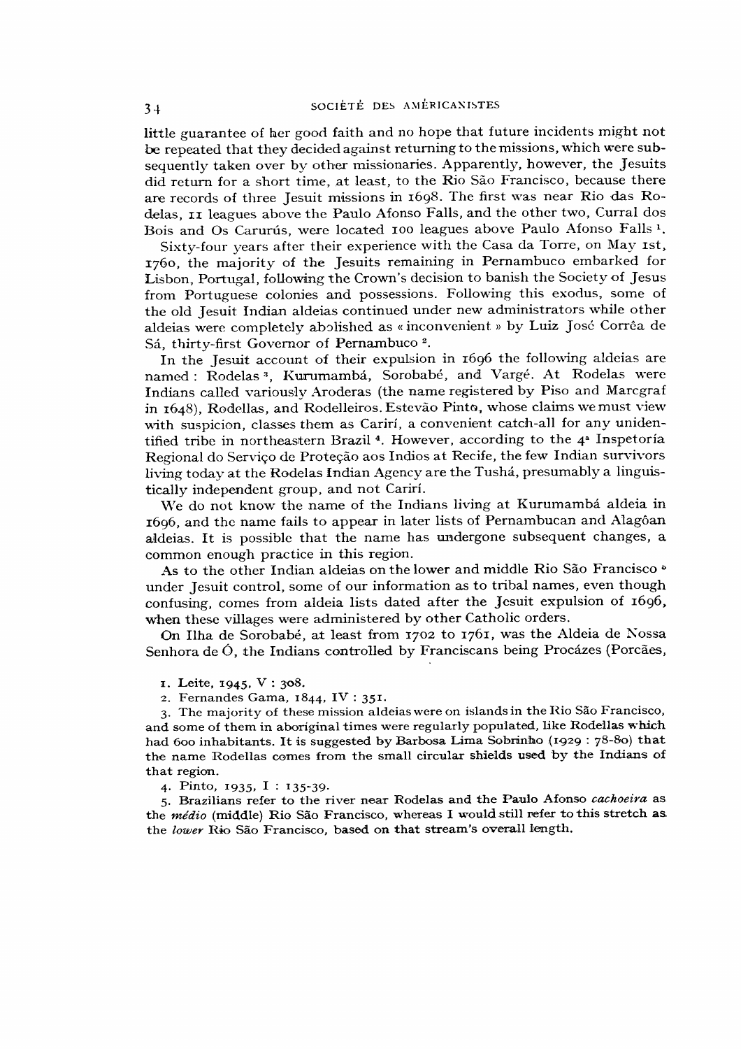little guarantee of her good faith and no hope that future incidents might not be repeated that they decided against returning to the missions, which were subsequently taken over by other missionaries. Apparently, however, the Jesuits did return for a short time, at least, to the Rio São Francisco, because there are records of three Jesuit missions in 1698. The first was near Rio das Rodelas, 11 leagues above the Paulo Afonso Falls, and the other two, Curral dos Bois and Os Carurús, were located 100 leagues above Paulo Afonso Falls [1].

Sixty-four years after their experience with the Casa da Torre, on May 1st, 1760, the majority of the Jesuits remaining in Pernambuco embarked for Lisbon, Portugal, following the Crown's decision to banish the Society of Jesus from Portuguese colonies and possessions. Following this exodus, some of the old Jesuit Indian aldeias continued under new administrators while other aldeias were completely abolished as « inconvenient » by Luiz José Corrêa de Sá, thirty-first Governor of Pernambuco [2].

In the Jesuit account of their expulsion in 1696 the following aldeias are named: Rodelas [3], Kurumambá, Sorobabé, and Vargé. At Rodelas were Indians called variously Aroderas (the name registered by Piso and Marcgraf in 1648), Rodellas, and Rodelleiros. Estevão Pinto, whose claims we must view with suspicion, classes them as Cariri, a convenient catch-all for any unidentified tribe in northeastern Brazil [4]. However, according to the 4ª Inspetoría Regional do Serviço de Proteção aos Indios at Recife, the few Indian survivors living today at the Rodelas Indian Agency are the Tushá, presumably a linguistically independent group, and not Cariri.

We do not know the name of the Indians living at Kurumambá aldeia in 1696, and the name fails to appear in later lists of Pernambucan and Alagôan aldeias. It is possible that the name has undergone subsequent changes, a common enough practice in this region.

As to the other Indian aldeias on the lower and middle Rio São Francisco [5] under Jesuit control, some of our information as to tribal names, even though confusing, comes from aldeia lists dated after the Jesuit expulsion of 1696, when these villages were administered by other Catholic orders.

On Ilha de Sorobabé, at least from 1702 to 1761, was the Aldeia de Nossa Senhora de Ó, the Indians controlled by Franciscans being Procázes (Porcães,

1. Leite, 1945, V : 308.

2. Fernandes Gama, 1844, IV : 351.

3. The majority of these mission aldeias were on islands in the Rio São Francisco, and some of them in aboriginal times were regularly populated, like Rodellas which had 600 inhabitants. It is suggested by Barbosa Lima Sobrinho (1929 : 78-80) that the name Rodellas comes from the small circular shields used by the Indians of that region.

4. Pinto, 1935, I : 135-39.

5. Brazilians refer to the river near Rodelas and the Paulo Afonso *cachoeira* as the *médio* (middle) Rio São Francisco, whereas I would still refer to this stretch as the *lower* Rio São Francisco, based on that stream's overall length.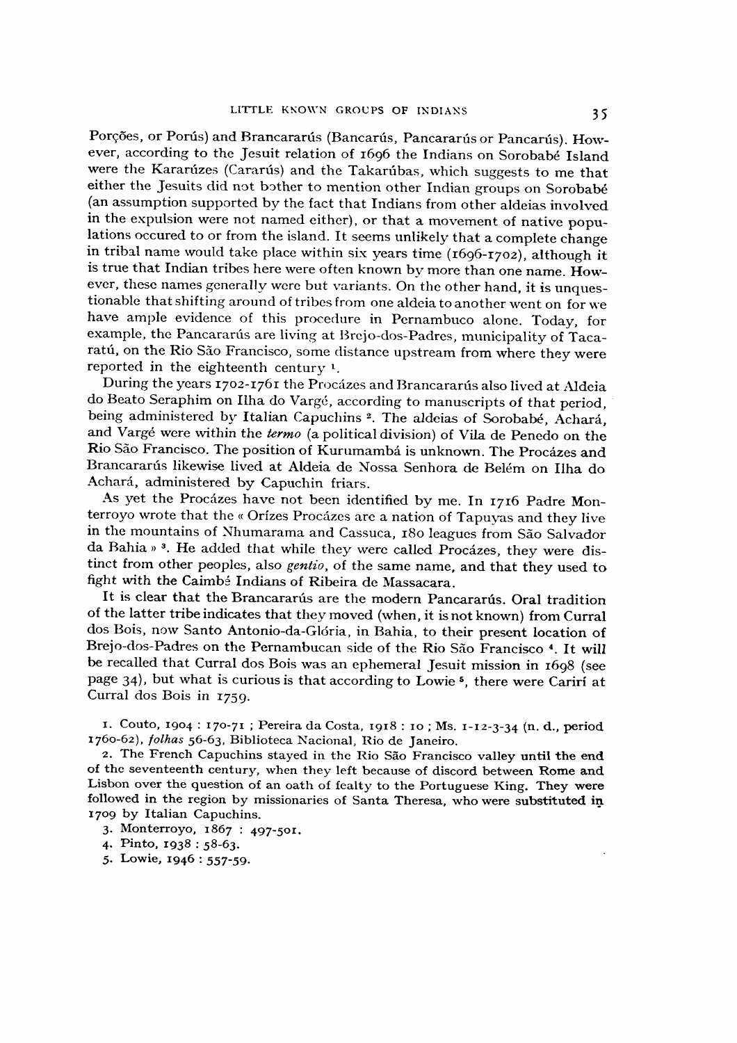Porções, or Porús) and Brancararús (Bancarús, Pancararús or Pancarús). However, according to the Jesuit relation of 1696 the Indians on Sorobabé Island were the Kararúzes (Cararús) and the Takarúbas, which suggests to me that either the Jesuits did not bother to mention other Indian groups on Sorobabé (an assumption supported by the fact that Indians from other aldeias involved in the expulsion were not named either), or that a movement of native populations occured to or from the island. It seems unlikely that a complete change in tribal name would take place within six years time (1696-1702), although it is true that Indian tribes here were often known by more than one name. However, these names generally were but variants. On the other hand, it is unquestionable that shifting around of tribes from one aldeia to another went on for we have ample evidence of this procedure in Pernambuco alone. Today, for example, the Pancararús are living at Brejo-dos-Padres, municipality of Tacaratú, on the Rio São Francisco, some distance upstream from where they were reported in the eighteenth century [1].

During the years 1702-1761 the Procázes and Brancararús also lived at Aldeia do Beato Seraphim on Ilha do Vargé, according to manuscripts of that period, being administered by Italian Capuchins [2]. The aldeias of Sorobabé, Achará, and Vargé were within the *termo* (a political division) of Vila de Penedo on the Rio São Francisco. The position of Kurumambá is unknown. The Procázes and Brancararús likewise lived at Aldeia de Nossa Senhora de Belém on Ilha do Achará, administered by Capuchin friars.

As yet the Procázes have not been identified by me. In 1716 Padre Monterroyo wrote that the « Orízes Procázes are a nation of Tapuyas and they live in the mountains of Nhumarama and Cassuca, 180 leagues from São Salvador da Bahia » [3]. He added that while they were called Procázes, they were distinct from other peoples, also *gentio*, of the same name, and that they used to fight with the Caimbé Indians of Ribeira de Massacara.

It is clear that the Brancararús are the modern Pancararús. Oral tradition of the latter tribe indicates that they moved (when, it is not known) from Curral dos Bois, now Santo Antonio-da-Glória, in Bahia, to their present location of Brejo-dos-Padres on the Pernambucan side of the Rio São Francisco [4]. It will be recalled that Curral dos Bois was an ephemeral Jesuit mission in 1698 (see page 34), but what is curious is that according to Lowie [5], there were Carirí at Curral dos Bois in 1759.

1. Couto, 1904 : 170-71 ; Pereira da Costa, 1918 : 10 ; Ms. 1-12-3-34 (n. d., period 1760-62), *folhas* 56-63, Biblioteca Nacional, Rio de Janeiro.
2. The French Capuchins stayed in the Rio São Francisco valley until the end of the seventeenth century, when they left because of discord between Rome and Lisbon over the question of an oath of fealty to the Portuguese King. They were followed in the region by missionaries of Santa Theresa, who were substituted in 1709 by Italian Capuchins.
3. Monterroyo, 1867 : 497-501.
4. Pinto, 1938 : 58-63.
5. Lowie, 1946 : 557-59.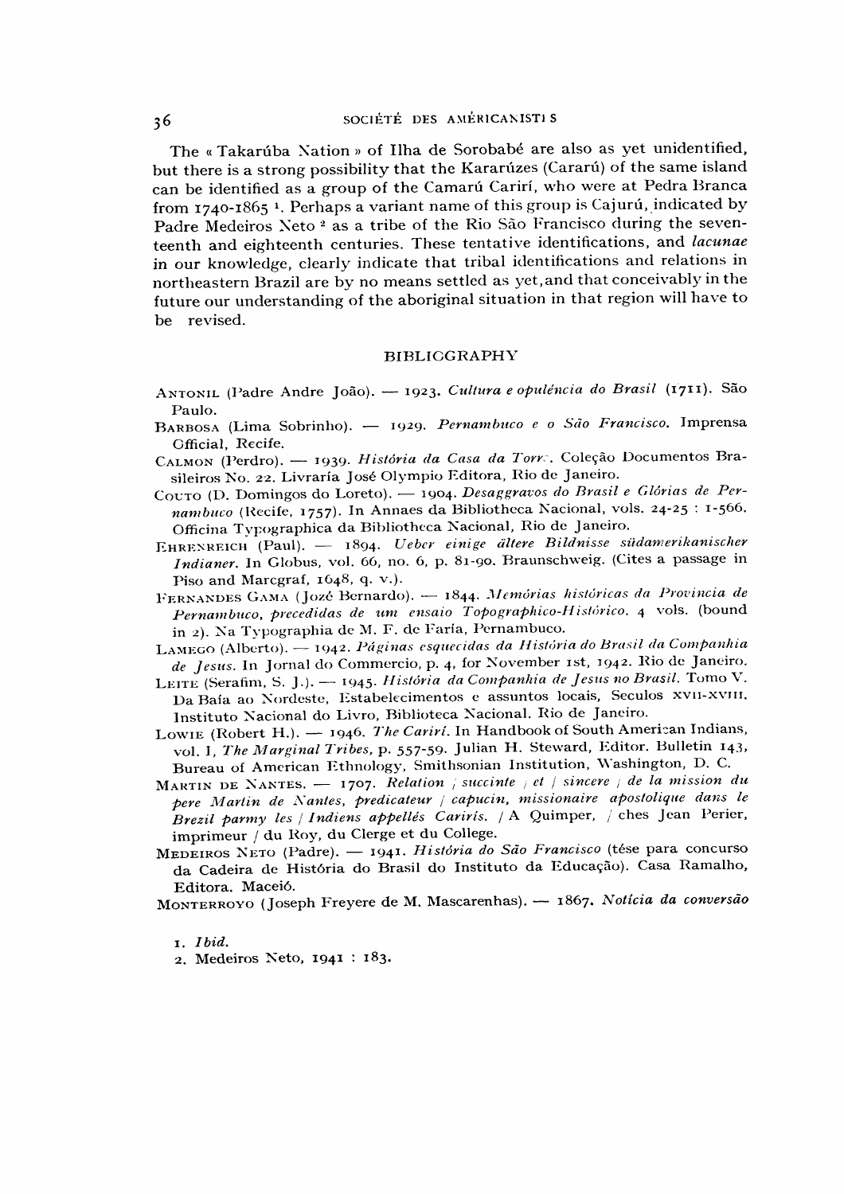The « Takarúba Nation » of Ilha de Sorobabé are also as yet unidentified, but there is a strong possibility that the Kararúzes (Cararú) of the same island can be identified as a group of the Camarú Carirí, who were at Pedra Branca from 1740-1865 [1]. Perhaps a variant name of this group is Cajurú, indicated by Padre Medeiros Neto [2] as a tribe of the Rio São Francisco during the seventeenth and eighteenth centuries. These tentative identifications, and *lacunae* in our knowledge, clearly indicate that tribal identifications and relations in northeastern Brazil are by no means settled as yet, and that conceivably in the future our understanding of the aboriginal situation in that region will have to be revised.

## BIBLIOGRAPHY

ANTONIL (Padre Andre João). — 1923. *Cultura e opulência do Brasil* (1711). São Paulo.

BARBOSA (Lima Sobrinho). — 1929. *Pernambuco e o São Francisco.* Imprensa Official, Recife.

CALMON (Perdro). — 1939. *História da Casa da Torre.* Coleção Documentos Brasileiros No. 22. Livraría José Olympio Editora, Rio de Janeiro.

COUTO (D. Domingos do Loreto). — 1904. *Desaggravos do Brasil e Glórias de Pernambuco* (Recife, 1757). In Annaes da Bibliotheca Nacional, vols. 24-25 : 1-566. Officina Typographica da Bibliotheca Nacional, Rio de Janeiro.

EHRENREICH (Paul). — 1894. *Ueber einige ältere Bildnisse südamerikanischer Indianer.* In Globus, vol. 66, no. 6, p. 81-90. Braunschweig. (Cites a passage in Piso and Marcgraf, 1648, q. v.).

FERNANDES GAMA (Jozé Bernardo). — 1844. *Memórias históricas da Provincia de Pernambuco, precedidas de um ensaio Topographico-Histórico.* 4 vols. (bound in 2). Na Typographia de M. F. de Faría, Pernambuco.

LAMEGO (Alberto). — 1942. *Páginas esquecidas da História do Brasil da Companhia de Jesus.* In Jornal do Commercio, p. 4, for November 1st, 1942. Rio de Janeiro.

LEITE (Serafim, S. J.). — 1945. *História da Companhia de Jesus no Brasil.* Tomo V. Da Baía ao Nordeste, Estabelecimentos e assuntos locais, Seculos XVII-XVIII. Instituto Nacional do Livro, Biblioteca Nacional. Rio de Janeiro.

LOWIE (Robert H.). — 1946. *The Carirí.* In Handbook of South American Indians, vol. I, *The Marginal Tribes,* p. 557-59. Julian H. Steward, Editor. Bulletin 143, Bureau of American Ethnology, Smithsonian Institution, Washington, D. C.

MARTIN DE NANTES. — 1707. *Relation / succinte / et / sincere / de la mission du pere Martin de Nantes, predicateur / capucin, missionaire apostolique dans le Brezil parmy les / Indiens appellés Cariris.* / A Quimper, / ches Jean Perier, imprimeur / du Roy, du Clerge et du College.

MEDEIROS NETO (Padre). — 1941. *História do São Francisco* (tése para concurso da Cadeira de História do Brasil do Instituto da Educação). Casa Ramalho, Editora. Maceió.

MONTERROYO (Joseph Freyere de M. Mascarenhas). — 1867. *Notícia da conversão*

1. *Ibid.*
2. Medeiros Neto, 1941 : 183.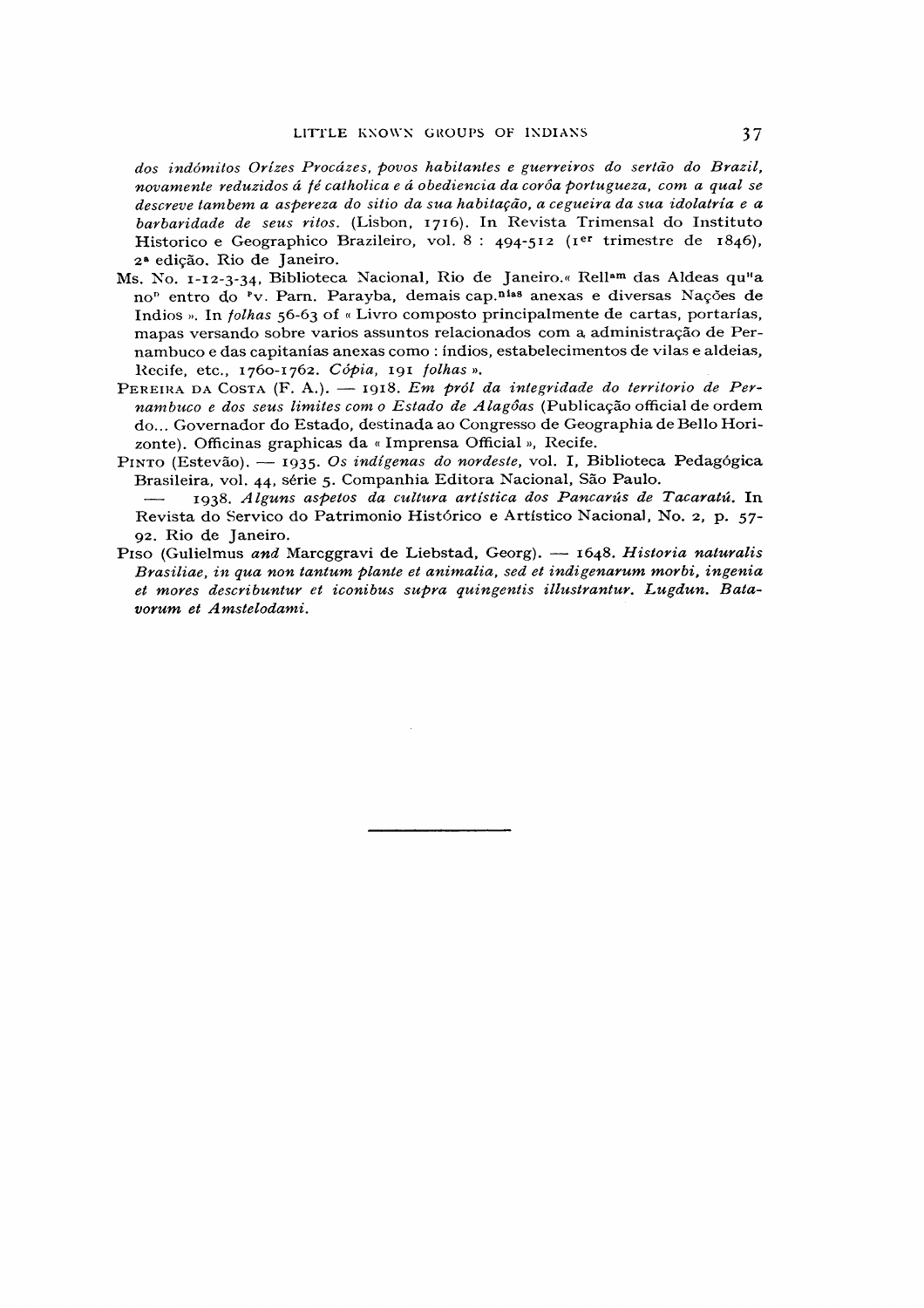*dos indómitos Orízes Procázes, povos habitantes e guerreiros do sertão do Brazil, novamente reduzidos á fé catholica e á obediencia da corôa portugueza, com a qual se descreve tambem a aspereza do sitio da sua habitação, a cegueira da sua idolatría e a barbaridade de seus ritos.* (Lisbon, 1716). In Revista Trimensal do Instituto Historico e Geographico Brazileiro, vol. 8 : 494-512 (1er trimestre de 1846), 2a edição. Rio de Janeiro.

Ms. No. 1-12-3-34, Biblioteca Nacional, Rio de Janeiro.« Rellam das Aldeas qu"a non entro do Pv. Parn. Parayba, demais cap.nias anexas e diversas Nações de Indios ». In *folhas* 56-63 of « Livro composto principalmente de cartas, portarías, mapas versando sobre varios assuntos relacionados com a administração de Pernambuco e das capitanías anexas como : índios, estabelecimentos de vilas e aldeias, Recife, etc., 1760-1762. *Cópia*, 191 *folhas* ».

Pereira da Costa (F. A.). — 1918. *Em pról da integridade do territorio de Pernambuco e dos seus limites com o Estado de Alagôas* (Publicação official de ordem do... Governador do Estado, destinada ao Congresso de Geographia de Bello Horizonte). Officinas graphicas da « Imprensa Official », Recife.

Pinto (Estevão). — 1935. *Os indígenas do nordeste*, vol. I, Biblioteca Pedagógica Brasileira, vol. 44, série 5. Companhia Editora Nacional, São Paulo.

— 1938. *Alguns aspetos da cultura artística dos Pancarús de Tacaratú.* In Revista do Servico do Patrimonio Histórico e Artístico Nacional, No. 2, p. 57-92. Rio de Janeiro.

Piso (Gulielmus *and* Marcggravi de Liebstad, Georg). — 1648. *Historia naturalis Brasiliae, in qua non tantum plante et animalia, sed et indigenarum morbi, ingenia et mores describuntur et iconibus supra quingentis illustrantur. Lugdun. Batavorum et Amstelodami.*